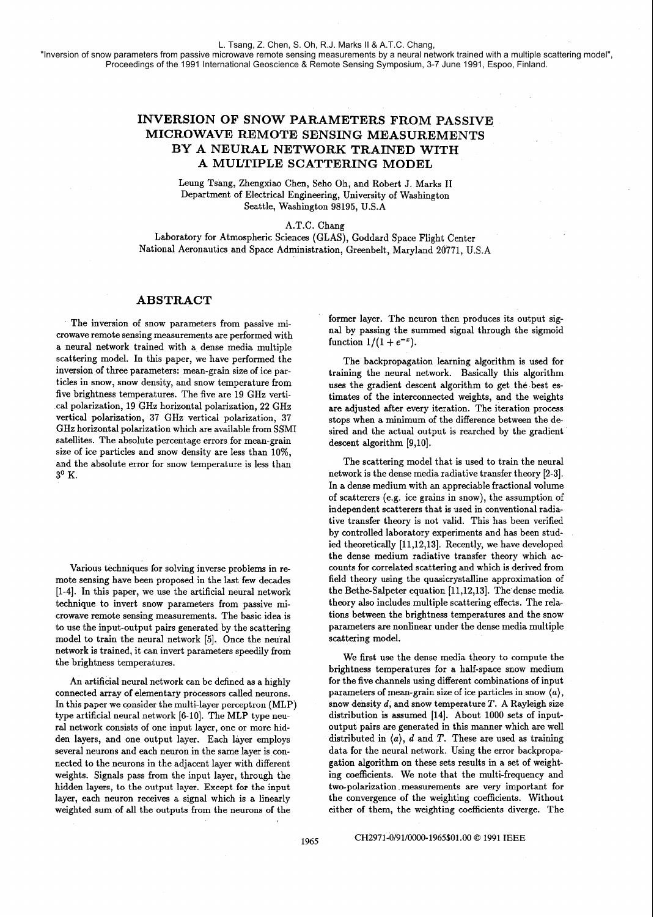L. Tsang, Z. Chen, S. Oh, R.J. Marks II & A.T.C. Chang,
"Inversion of snow parameters from passive microwave remote sensing measurements by a neural network trained with a multiple scattering model", Proceedings of the 1991 International Geoscience & Remote Sensing Symposium, 3-7 June 1991, Espoo, Finland.

# INVERSION OF SNOW PARAMETERS FROM PASSIVE MICROWAVE REMOTE SENSING MEASUREMENTS BY A NEURAL NETWORK TRAINED WITH A MULTIPLE SCATTERING MODEL

Leung Tsang, Zhengxiao Chen, Seho Oh, and Robert J. Marks II
Department of Electrical Engineering, University of Washington
Seattle, Washington 98195, U.S.A

A.T.C. Chang
Laboratory for Atmospheric Sciences (GLAS), Goddard Space Flight Center
National Aeronautics and Space Administration, Greenbelt, Maryland 20771, U.S.A

## ABSTRACT

The inversion of snow parameters from passive microwave remote sensing measurements are performed with a neural network trained with a dense media multiple scattering model. In this paper, we have performed the inversion of three parameters: mean-grain size of ice particles in snow, snow density, and snow temperature from five brightness temperatures. The five are 19 GHz vertical polarization, 19 GHz horizontal polarization, 22 GHz vertical polarization, 37 GHz vertical polarization, 37 GHz horizontal polarization which are available from SSMI satellites. The absolute percentage errors for mean-grain size of ice particles and snow density are less than 10%, and the absolute error for snow temperature is less than $3^0$ K.

Various techniques for solving inverse problems in remote sensing have been proposed in the last few decades [1-4]. In this paper, we use the artificial neural network technique to invert snow parameters from passive microwave remote sensing measurements. The basic idea is to use the input-output pairs generated by the scattering model to train the neural network [5]. Once the neural network is trained, it can invert parameters speedily from the brightness temperatures.

An artificial neural network can be defined as a highly connected array of elementary processors called neurons. In this paper we consider the multi-layer perceptron (MLP) type artificial neural network [6-10]. The MLP type neural network consists of one input layer, one or more hidden layers, and one output layer. Each layer employs several neurons and each neuron in the same layer is connected to the neurons in the adjacent layer with different weights. Signals pass from the input layer, through the hidden layers, to the output layer. Except for the input layer, each neuron receives a signal which is a linearly weighted sum of all the outputs from the neurons of the former layer. The neuron then produces its output signal by passing the summed signal through the sigmoid function $1/(1+e^{-x})$.

The backpropagation learning algorithm is used for training the neural network. Basically this algorithm uses the gradient descent algorithm to get the best estimates of the interconnected weights, and the weights are adjusted after every iteration. The iteration process stops when a minimum of the difference between the desired and the actual output is rearched by the gradient descent algorithm [9,10].

The scattering model that is used to train the neural network is the dense media radiative transfer theory [2-3]. In a dense medium with an appreciable fractional volume of scatterers (e.g. ice grains in snow), the assumption of independent scatterers that is used in conventional radiative transfer theory is not valid. This has been verified by controlled laboratory experiments and has been studied theoretically [11,12,13]. Recently, we have developed the dense medium radiative transfer theory which accounts for correlated scattering and which is derived from field theory using the quasicrystalline approximation of the Bethe-Salpeter equation [11,12,13]. The dense media theory also includes multiple scattering effects. The relations between the brightness temperatures and the snow parameters are nonlinear under the dense media multiple scattering model.

We first use the dense media theory to compute the brightness temperatures for a half-space snow medium for the five channels using different combinations of input parameters of mean-grain size of ice particles in snow $\langle a\rangle$, snow density $d$, and snow temperature $T$. A Rayleigh size distribution is assumed [14]. About 1000 sets of input-output pairs are generated in this manner which are well distributed in $\langle a\rangle$, $d$ and $T$. These are used as training data for the neural network. Using the error backpropagation algorithm on these sets results in a set of weighting coefficients. We note that the multi-frequency and two-polarization measurements are very important for the convergence of the weighting coefficients. Without either of them, the weighting coefficients diverge. The

CH2971-0/91/0000-1965$01.00 © 1991 IEEE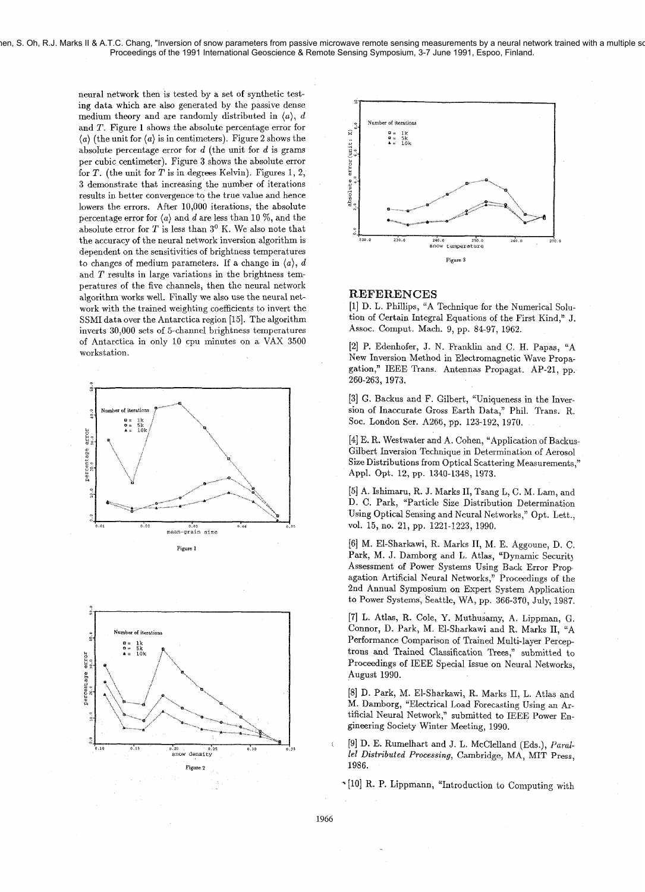neural network then is tested by a set of synthetic testing data which are also generated by the passive dense medium theory and are randomly distributed in $\langle a \rangle$, $d$ and $T$. Figure 1 shows the absolute percentage error for $\langle a \rangle$ (the unit for $\langle a \rangle$ is in centimeters). Figure 2 shows the absolute percentage error for $d$ (the unit for $d$ is grams per cubic centimeter). Figure 3 shows the absolute error for $T$. (the unit for $T$ is in degrees Kelvin). Figures 1, 2, 3 demonstrate that increasing the number of iterations results in better convergence to the true value and hence lowers the errors. After 10,000 iterations, the absolute percentage error for $\langle a \rangle$ and $d$ are less than 10 %, and the absolute error for $T$ is less than $3^0$ K. We also note that the accuracy of the neural network inversion algorithm is dependent on the sensitivities of brightness temperatures to changes of medium parameters. If a change in $\langle a \rangle$, $d$ and $T$ results in large variations in the brightness temperatures of the five channels, then the neural network algorithm works well. Finally we also use the neural network with the trained weighting coefficients to invert the SSMI data over the Antarctica region [15]. The algorithm inverts 30,000 sets of 5-channel brightness temperatures of Antarctica in only 10 cpu minutes on a VAX 3500 workstation.

Figure 1

Figure 2

Figure 3

## REFERENCES

[1] D. L. Phillips, "A Technique for the Numerical Solution of Certain Integral Equations of the First Kind," J. Assoc. Comput. Mach. 9, pp. 84-97, 1962.

[2] P. Edenhofer, J. N. Franklin and C. H. Papas, "A New Inversion Method in Electromagnetic Wave Propagation," IEEE Trans. Antennas Propagat. AP-21, pp. 260-263, 1973.

[3] G. Backus and F. Gilbert, "Uniqueness in the Inversion of Inaccurate Gross Earth Data," Phil. Trans. R. Soc. London Ser. A266, pp. 123-192, 1970.

[4] E. R. Westwater and A. Cohen, "Application of Backus-Gilbert Inversion Technique in Determination of Aerosol Size Distributions from Optical Scattering Measurements," Appl. Opt. 12, pp. 1340-1348, 1973.

[5] A. Ishimaru, R. J. Marks II, Tsang L, C. M. Lam, and D. C. Park, "Particle Size Distribution Determination Using Optical Sensing and Neural Networks," Opt. Lett., vol. 15, no. 21, pp. 1221-1223, 1990.

[6] M. El-Sharkawi, R. Marks II, M. E. Aggoune, D. C. Park, M. J. Damborg and L. Atlas, "Dynamic Security Assessment of Power Systems Using Back Error Propagation Artificial Neural Networks," Proceedings of the 2nd Annual Symposium on Expert System Application to Power Systems, Seattle, WA, pp. 366-370, July, 1987.

[7] L. Atlas, R. Cole, Y. Muthusamy, A. Lippman, G. Connor, D. Park, M. El-Sharkawi and R. Marks II, "A Performance Comparison of Trained Multi-layer Perceptrons and Trained Classification Trees," submitted to Proceedings of IEEE Special Issue on Neural Networks, August 1990.

[8] D. Park, M. El-Sharkawi, R. Marks II, L. Atlas and M. Damborg, "Electrical Load Forecasting Using an Artificial Neural Network," submitted to IEEE Power Engineering Society Winter Meeting, 1990.

[9] D. E. Rumelhart and J. L. McClelland (Eds.), *Parallel Distributed Processing*, Cambridge, MA, MIT Press, 1986.

[10] R. P. Lippmann, "Introduction to Computing with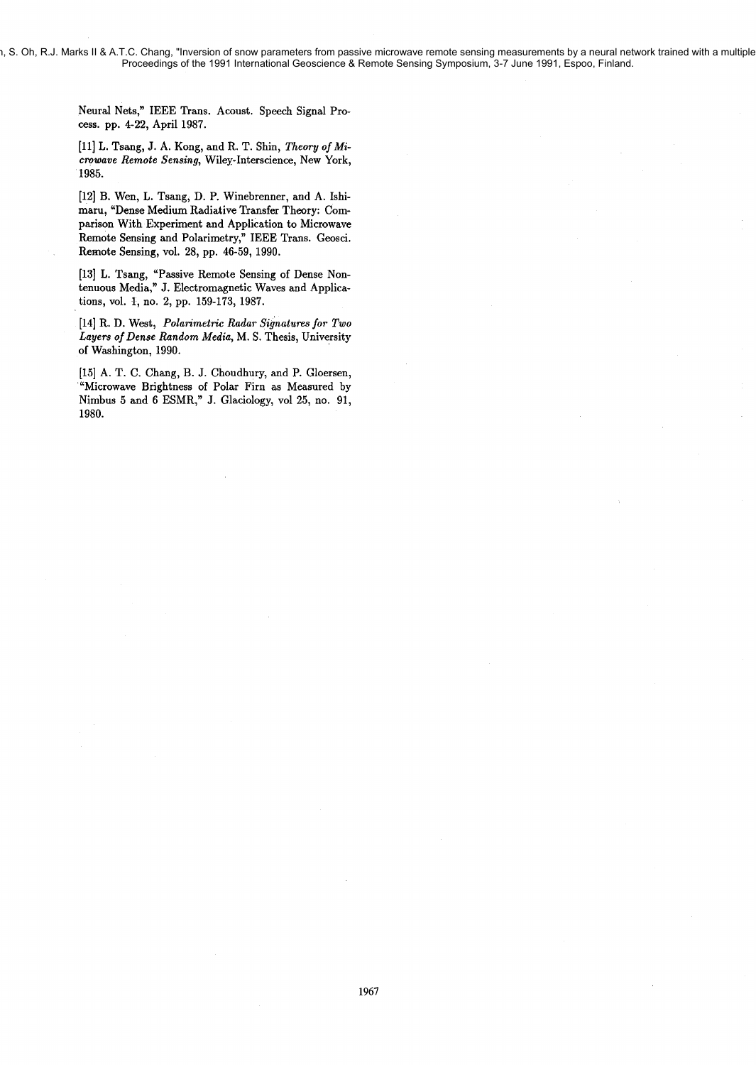Neural Nets," IEEE Trans. Acoust. Speech Signal Process. pp. 4-22, April 1987.

[11] L. Tsang, J. A. Kong, and R. T. Shin, *Theory of Microwave Remote Sensing*, Wiley-Interscience, New York, 1985.

[12] B. Wen, L. Tsang, D. P. Winebrenner, and A. Ishimaru, "Dense Medium Radiative Transfer Theory: Comparison With Experiment and Application to Microwave Remote Sensing and Polarimetry," IEEE Trans. Geosci. Remote Sensing, vol. 28, pp. 46-59, 1990.

[13] L. Tsang, "Passive Remote Sensing of Dense Nontenuous Media," J. Electromagnetic Waves and Applications, vol. 1, no. 2, pp. 159-173, 1987.

[14] R. D. West, *Polarimetric Radar Signatures for Two Layers of Dense Random Media*, M. S. Thesis, University of Washington, 1990.

[15] A. T. C. Chang, B. J. Choudhury, and P. Gloersen, "Microwave Brightness of Polar Firn as Measured by Nimbus 5 and 6 ESMR," J. Glaciology, vol 25, no. 91, 1980.